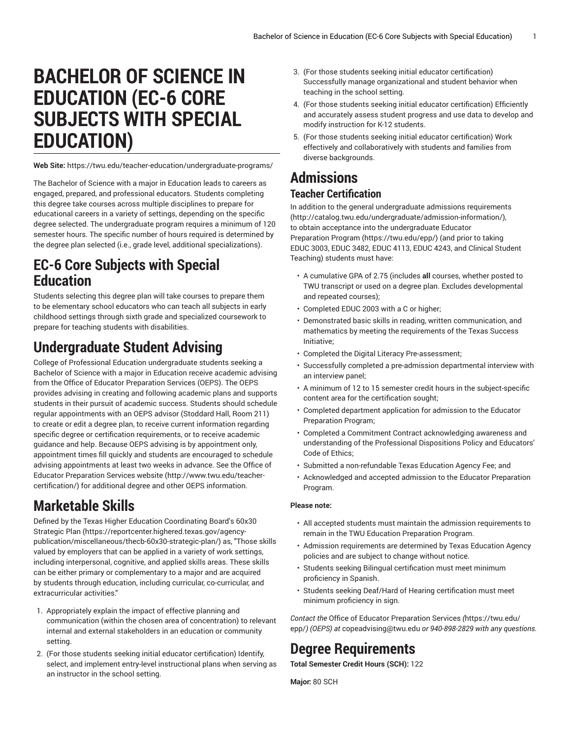# BACHELOR OF SCIENCE IN EDUCATION (EC-6 CORE SUBJECTS WITH SPECIAL EDUCATION)

**Web Site:** https://twu.edu/teacher-education/undergraduate-programs/

The Bachelor of Science with a major in Education leads to careers as engaged, prepared, and professional educators. Students completing this degree take courses across multiple disciplines to prepare for educational careers in a variety of settings, depending on the specific degree selected. The undergraduate program requires a minimum of 120 semester hours. The specific number of hours required is determined by the degree plan selected (i.e., grade level, additional specializations).

## EC-6 Core Subjects with Special Education

Students selecting this degree plan will take courses to prepare them to be elementary school educators who can teach all subjects in early childhood settings through sixth grade and specialized coursework to prepare for teaching students with disabilities.

## Undergraduate Student Advising

College of Professional Education undergraduate students seeking a Bachelor of Science with a major in Education receive academic advising from the Office of Educator Preparation Services (OEPS). The OEPS provides advising in creating and following academic plans and supports students in their pursuit of academic success. Students should schedule regular appointments with an OEPS advisor (Stoddard Hall, Room 211) to create or edit a degree plan, to receive current information regarding specific degree or certification requirements, or to receive academic guidance and help. Because OEPS advising is by appointment only, appointment times fill quickly and students are encouraged to schedule advising appointments at least two weeks in advance. See the Office of Educator Preparation Services website (http://www.twu.edu/teacher-certification/) for additional degree and other OEPS information.

## Marketable Skills

Defined by the Texas Higher Education Coordinating Board's 60x30 Strategic Plan (https://reportcenter.highered.texas.gov/agency-publication/miscellaneous/thecb-60x30-strategic-plan/) as, "Those skills valued by employers that can be applied in a variety of work settings, including interpersonal, cognitive, and applied skills areas. These skills can be either primary or complementary to a major and are acquired by students through education, including curricular, co-curricular, and extracurricular activities."

1. Appropriately explain the impact of effective planning and communication (within the chosen area of concentration) to relevant internal and external stakeholders in an education or community setting.
2. (For those students seeking initial educator certification) Identify, select, and implement entry-level instructional plans when serving as an instructor in the school setting.
3. (For those students seeking initial educator certification) Successfully manage organizational and student behavior when teaching in the school setting.
4. (For those students seeking initial educator certification) Efficiently and accurately assess student progress and use data to develop and modify instruction for K-12 students.
5. (For those students seeking initial educator certification) Work effectively and collaboratively with students and families from diverse backgrounds.

## Admissions

### Teacher Certification

In addition to the general undergraduate admissions requirements (http://catalog.twu.edu/undergraduate/admission-information/), to obtain acceptance into the undergraduate Educator Preparation Program (https://twu.edu/epp/) (and prior to taking EDUC 3003, EDUC 3482, EDUC 4113, EDUC 4243, and Clinical Student Teaching) students must have:

- A cumulative GPA of 2.75 (includes **all** courses, whether posted to TWU transcript or used on a degree plan. Excludes developmental and repeated courses);
- Completed EDUC 2003 with a C or higher;
- Demonstrated basic skills in reading, written communication, and mathematics by meeting the requirements of the Texas Success Initiative;
- Completed the Digital Literacy Pre-assessment;
- Successfully completed a pre-admission departmental interview with an interview panel;
- A minimum of 12 to 15 semester credit hours in the subject-specific content area for the certification sought;
- Completed department application for admission to the Educator Preparation Program;
- Completed a Commitment Contract acknowledging awareness and understanding of the Professional Dispositions Policy and Educators' Code of Ethics;
- Submitted a non-refundable Texas Education Agency Fee; and
- Acknowledged and accepted admission to the Educator Preparation Program.

**Please note:**

- All accepted students must maintain the admission requirements to remain in the TWU Education Preparation Program.
- Admission requirements are determined by Texas Education Agency policies and are subject to change without notice.
- Students seeking Bilingual certification must meet minimum proficiency in Spanish.
- Students seeking Deaf/Hard of Hearing certification must meet minimum proficiency in sign.

*Contact the* Office of Educator Preparation Services *(*https://twu.edu/epp/*) (OEPS) at* copeadvising@twu.edu *or 940-898-2829 with any questions.*

## Degree Requirements

**Total Semester Credit Hours (SCH):** 122

**Major:** 80 SCH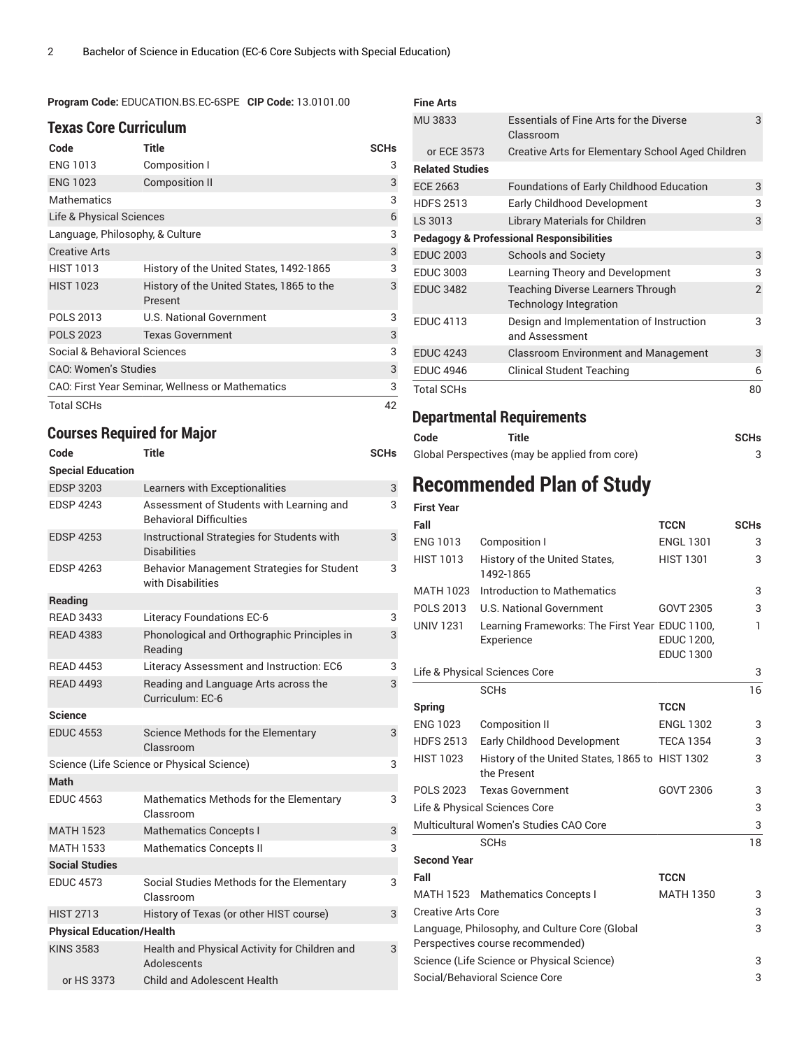**Program Code:** EDUCATION.BS.EC-6SPE **CIP Code:** 13.0101.00

## Texas Core Curriculum

| Code | Title | SCHs |
|---|---|---|
| ENG 1013 | Composition I | 3 |
| ENG 1023 | Composition II | 3 |
| Mathematics | | 3 |
| Life & Physical Sciences | | 6 |
| Language, Philosophy, & Culture | | 3 |
| Creative Arts | | 3 |
| HIST 1013 | History of the United States, 1492-1865 | 3 |
| HIST 1023 | History of the United States, 1865 to the Present | 3 |
| POLS 2013 | U.S. National Government | 3 |
| POLS 2023 | Texas Government | 3 |
| Social & Behavioral Sciences | | 3 |
| CAO: Women's Studies | | 3 |
| CAO: First Year Seminar, Wellness or Mathematics | | 3 |
| Total SCHs | | 42 |

## Courses Required for Major

| Code | Title | SCHs |
|---|---|---|
| **Special Education** | | |
| EDSP 3203 | Learners with Exceptionalities | 3 |
| EDSP 4243 | Assessment of Students with Learning and Behavioral Difficulties | 3 |
| EDSP 4253 | Instructional Strategies for Students with Disabilities | 3 |
| EDSP 4263 | Behavior Management Strategies for Student with Disabilities | 3 |
| **Reading** | | |
| READ 3433 | Literacy Foundations EC-6 | 3 |
| READ 4383 | Phonological and Orthographic Principles in Reading | 3 |
| READ 4453 | Literacy Assessment and Instruction: EC6 | 3 |
| READ 4493 | Reading and Language Arts across the Curriculum: EC-6 | 3 |
| **Science** | | |
| EDUC 4553 | Science Methods for the Elementary Classroom | 3 |
| Science (Life Science or Physical Science) | | 3 |
| **Math** | | |
| EDUC 4563 | Mathematics Methods for the Elementary Classroom | 3 |
| MATH 1523 | Mathematics Concepts I | 3 |
| MATH 1533 | Mathematics Concepts II | 3 |
| **Social Studies** | | |
| EDUC 4573 | Social Studies Methods for the Elementary Classroom | 3 |
| HIST 2713 | History of Texas (or other HIST course) | 3 |
| **Physical Education/Health** | | |
| KINS 3583 | Health and Physical Activity for Children and Adolescents | 3 |
| or HS 3373 | Child and Adolescent Health | |
| **Fine Arts** | | |
| MU 3833 | Essentials of Fine Arts for the Diverse Classroom | 3 |
| or ECE 3573 | Creative Arts for Elementary School Aged Children | |
| **Related Studies** | | |
| ECE 2663 | Foundations of Early Childhood Education | 3 |
| HDFS 2513 | Early Childhood Development | 3 |
| LS 3013 | Library Materials for Children | 3 |
| **Pedagogy & Professional Responsibilities** | | |
| EDUC 2003 | Schools and Society | 3 |
| EDUC 3003 | Learning Theory and Development | 3 |
| EDUC 3482 | Teaching Diverse Learners Through Technology Integration | 2 |
| EDUC 4113 | Design and Implementation of Instruction and Assessment | 3 |
| EDUC 4243 | Classroom Environment and Management | 3 |
| EDUC 4946 | Clinical Student Teaching | 6 |
| Total SCHs | | 80 |

## Departmental Requirements

| Code | Title | SCHs |
|---|---|---|
| Global Perspectives (may be applied from core) | | 3 |

# Recommended Plan of Study

| First Year | | | |
|---|---|---|---|
| **Fall** | | **TCCN** | **SCHs** |
| ENG 1013 | Composition I | ENGL 1301 | 3 |
| HIST 1013 | History of the United States, 1492-1865 | HIST 1301 | 3 |
| MATH 1023 | Introduction to Mathematics | | 3 |
| POLS 2013 | U.S. National Government | GOVT 2305 | 3 |
| UNIV 1231 | Learning Frameworks: The First Year Experience | EDUC 1100, EDUC 1200, EDUC 1300 | 1 |
| Life & Physical Sciences Core | | | 3 |
| | SCHs | | 16 |
| **Spring** | | **TCCN** | |
| ENG 1023 | Composition II | ENGL 1302 | 3 |
| HDFS 2513 | Early Childhood Development | TECA 1354 | 3 |
| HIST 1023 | History of the United States, 1865 to the Present | HIST 1302 | 3 |
| POLS 2023 | Texas Government | GOVT 2306 | 3 |
| Life & Physical Sciences Core | | | 3 |
| Multicultural Women's Studies CAO Core | | | 3 |
| | SCHs | | 18 |
| **Second Year** | | | |
| **Fall** | | **TCCN** | |
| MATH 1523 | Mathematics Concepts I | MATH 1350 | 3 |
| Creative Arts Core | | | 3 |
| Language, Philosophy, and Culture Core (Global Perspectives course recommended) | | | 3 |
| Science (Life Science or Physical Science) | | | 3 |
| Social/Behavioral Science Core | | | 3 |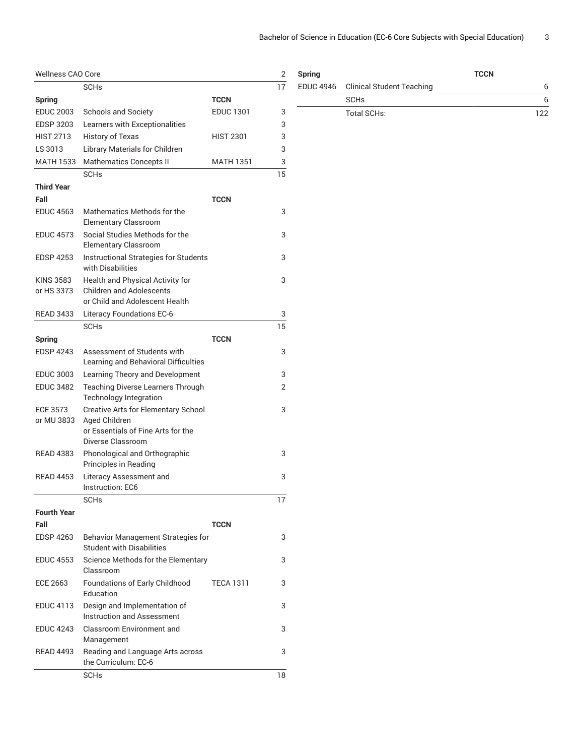| | | | |
|---|---|---|---|
| Wellness CAO Core | | | 2 |
| | SCHs | | 17 |
| **Spring** | | **TCCN** | |
| EDUC 2003 | Schools and Society | EDUC 1301 | 3 |
| EDSP 3203 | Learners with Exceptionalities | | 3 |
| HIST 2713 | History of Texas | HIST 2301 | 3 |
| LS 3013 | Library Materials for Children | | 3 |
| MATH 1533 | Mathematics Concepts II | MATH 1351 | 3 |
| | SCHs | | 15 |
| **Third Year** | | | |
| **Fall** | | **TCCN** | |
| EDUC 4563 | Mathematics Methods for the Elementary Classroom | | 3 |
| EDUC 4573 | Social Studies Methods for the Elementary Classroom | | 3 |
| EDSP 4253 | Instructional Strategies for Students with Disabilities | | 3 |
| KINS 3583 or HS 3373 | Health and Physical Activity for Children and Adolescents or Child and Adolescent Health | | 3 |
| READ 3433 | Literacy Foundations EC-6 | | 3 |
| | SCHs | | 15 |
| **Spring** | | **TCCN** | |
| EDSP 4243 | Assessment of Students with Learning and Behavioral Difficulties | | 3 |
| EDUC 3003 | Learning Theory and Development | | 3 |
| EDUC 3482 | Teaching Diverse Learners Through Technology Integration | | 2 |
| ECE 3573 or MU 3833 | Creative Arts for Elementary School Aged Children or Essentials of Fine Arts for the Diverse Classroom | | 3 |
| READ 4383 | Phonological and Orthographic Principles in Reading | | 3 |
| READ 4453 | Literacy Assessment and Instruction: EC6 | | 3 |
| | SCHs | | 17 |
| **Fourth Year** | | | |
| **Fall** | | **TCCN** | |
| EDSP 4263 | Behavior Management Strategies for Student with Disabilities | | 3 |
| EDUC 4553 | Science Methods for the Elementary Classroom | | 3 |
| ECE 2663 | Foundations of Early Childhood Education | TECA 1311 | 3 |
| EDUC 4113 | Design and Implementation of Instruction and Assessment | | 3 |
| EDUC 4243 | Classroom Environment and Management | | 3 |
| READ 4493 | Reading and Language Arts across the Curriculum: EC-6 | | 3 |
| | SCHs | | 18 |
| **Spring** | | **TCCN** | |
| EDUC 4946 | Clinical Student Teaching | | 6 |
| | SCHs | | 6 |
| | Total SCHs: | | 122 |